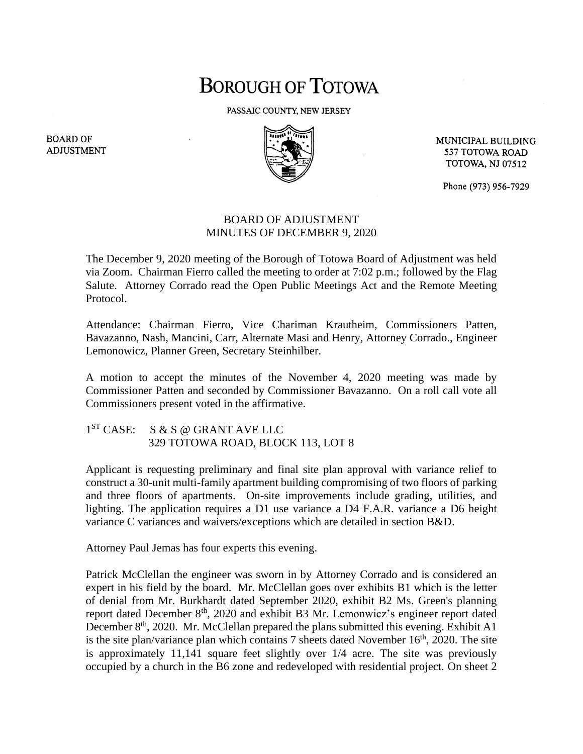# BOROUGH OF TOTOWA

PASSAIC COUNTY, NEW JERSEY

BOARD OF ADJUSTMENT

MUNICIPAL BUILDING
537 TOTOWA ROAD
TOTOWA, NJ 07512

Phone (973) 956-7929

## BOARD OF ADJUSTMENT
## MINUTES OF DECEMBER 9, 2020

The December 9, 2020 meeting of the Borough of Totowa Board of Adjustment was held via Zoom. Chairman Fierro called the meeting to order at 7:02 p.m.; followed by the Flag Salute. Attorney Corrado read the Open Public Meetings Act and the Remote Meeting Protocol.

Attendance: Chairman Fierro, Vice Chariman Krautheim, Commissioners Patten, Bavazanno, Nash, Mancini, Carr, Alternate Masi and Henry, Attorney Corrado., Engineer Lemonowicz, Planner Green, Secretary Steinhilber.

A motion to accept the minutes of the November 4, 2020 meeting was made by Commissioner Patten and seconded by Commissioner Bavazanno. On a roll call vote all Commissioners present voted in the affirmative.

1ST CASE: S & S @ GRANT AVE LLC
329 TOTOWA ROAD, BLOCK 113, LOT 8

Applicant is requesting preliminary and final site plan approval with variance relief to construct a 30-unit multi-family apartment building compromising of two floors of parking and three floors of apartments. On-site improvements include grading, utilities, and lighting. The application requires a D1 use variance a D4 F.A.R. variance a D6 height variance C variances and waivers/exceptions which are detailed in section B&D.

Attorney Paul Jemas has four experts this evening.

Patrick McClellan the engineer was sworn in by Attorney Corrado and is considered an expert in his field by the board. Mr. McClellan goes over exhibits B1 which is the letter of denial from Mr. Burkhardt dated September 2020, exhibit B2 Ms. Green's planning report dated December 8th, 2020 and exhibit B3 Mr. Lemonwicz's engineer report dated December 8th, 2020. Mr. McClellan prepared the plans submitted this evening. Exhibit A1 is the site plan/variance plan which contains 7 sheets dated November 16th, 2020. The site is approximately 11,141 square feet slightly over 1/4 acre. The site was previously occupied by a church in the B6 zone and redeveloped with residential project. On sheet 2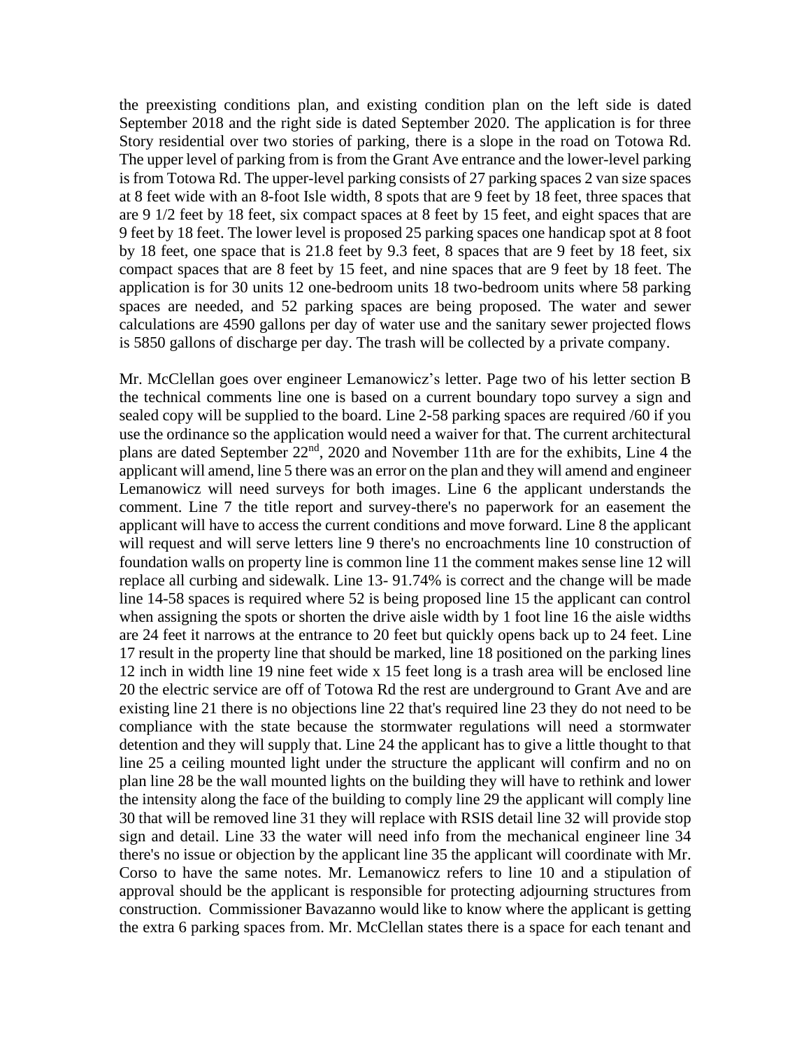the preexisting conditions plan, and existing condition plan on the left side is dated September 2018 and the right side is dated September 2020. The application is for three Story residential over two stories of parking, there is a slope in the road on Totowa Rd. The upper level of parking from is from the Grant Ave entrance and the lower-level parking is from Totowa Rd. The upper-level parking consists of 27 parking spaces 2 van size spaces at 8 feet wide with an 8-foot Isle width, 8 spots that are 9 feet by 18 feet, three spaces that are 9 1/2 feet by 18 feet, six compact spaces at 8 feet by 15 feet, and eight spaces that are 9 feet by 18 feet. The lower level is proposed 25 parking spaces one handicap spot at 8 foot by 18 feet, one space that is 21.8 feet by 9.3 feet, 8 spaces that are 9 feet by 18 feet, six compact spaces that are 8 feet by 15 feet, and nine spaces that are 9 feet by 18 feet. The application is for 30 units 12 one-bedroom units 18 two-bedroom units where 58 parking spaces are needed, and 52 parking spaces are being proposed. The water and sewer calculations are 4590 gallons per day of water use and the sanitary sewer projected flows is 5850 gallons of discharge per day. The trash will be collected by a private company.

Mr. McClellan goes over engineer Lemanowicz's letter. Page two of his letter section B the technical comments line one is based on a current boundary topo survey a sign and sealed copy will be supplied to the board. Line 2-58 parking spaces are required /60 if you use the ordinance so the application would need a waiver for that. The current architectural plans are dated September 22nd, 2020 and November 11th are for the exhibits, Line 4 the applicant will amend, line 5 there was an error on the plan and they will amend and engineer Lemanowicz will need surveys for both images. Line 6 the applicant understands the comment. Line 7 the title report and survey-there's no paperwork for an easement the applicant will have to access the current conditions and move forward. Line 8 the applicant will request and will serve letters line 9 there's no encroachments line 10 construction of foundation walls on property line is common line 11 the comment makes sense line 12 will replace all curbing and sidewalk. Line 13- 91.74% is correct and the change will be made line 14-58 spaces is required where 52 is being proposed line 15 the applicant can control when assigning the spots or shorten the drive aisle width by 1 foot line 16 the aisle widths are 24 feet it narrows at the entrance to 20 feet but quickly opens back up to 24 feet. Line 17 result in the property line that should be marked, line 18 positioned on the parking lines 12 inch in width line 19 nine feet wide x 15 feet long is a trash area will be enclosed line 20 the electric service are off of Totowa Rd the rest are underground to Grant Ave and are existing line 21 there is no objections line 22 that's required line 23 they do not need to be compliance with the state because the stormwater regulations will need a stormwater detention and they will supply that. Line 24 the applicant has to give a little thought to that line 25 a ceiling mounted light under the structure the applicant will confirm and no on plan line 28 be the wall mounted lights on the building they will have to rethink and lower the intensity along the face of the building to comply line 29 the applicant will comply line 30 that will be removed line 31 they will replace with RSIS detail line 32 will provide stop sign and detail. Line 33 the water will need info from the mechanical engineer line 34 there's no issue or objection by the applicant line 35 the applicant will coordinate with Mr. Corso to have the same notes. Mr. Lemanowicz refers to line 10 and a stipulation of approval should be the applicant is responsible for protecting adjourning structures from construction. Commissioner Bavazanno would like to know where the applicant is getting the extra 6 parking spaces from. Mr. McClellan states there is a space for each tenant and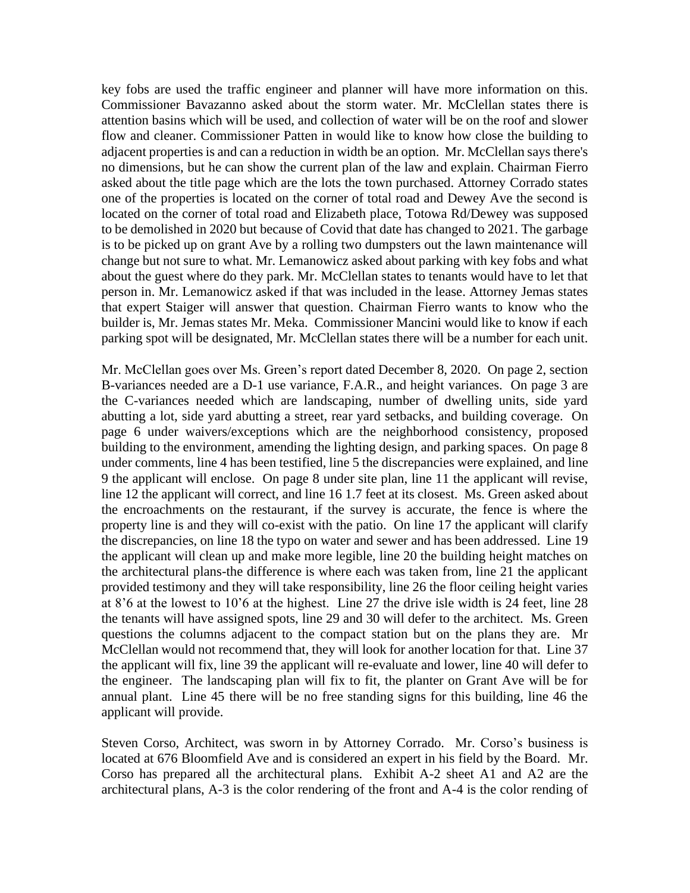key fobs are used the traffic engineer and planner will have more information on this. Commissioner Bavazanno asked about the storm water. Mr. McClellan states there is attention basins which will be used, and collection of water will be on the roof and slower flow and cleaner. Commissioner Patten in would like to know how close the building to adjacent properties is and can a reduction in width be an option. Mr. McClellan says there's no dimensions, but he can show the current plan of the law and explain. Chairman Fierro asked about the title page which are the lots the town purchased. Attorney Corrado states one of the properties is located on the corner of total road and Dewey Ave the second is located on the corner of total road and Elizabeth place, Totowa Rd/Dewey was supposed to be demolished in 2020 but because of Covid that date has changed to 2021. The garbage is to be picked up on grant Ave by a rolling two dumpsters out the lawn maintenance will change but not sure to what. Mr. Lemanowicz asked about parking with key fobs and what about the guest where do they park. Mr. McClellan states to tenants would have to let that person in. Mr. Lemanowicz asked if that was included in the lease. Attorney Jemas states that expert Staiger will answer that question. Chairman Fierro wants to know who the builder is, Mr. Jemas states Mr. Meka. Commissioner Mancini would like to know if each parking spot will be designated, Mr. McClellan states there will be a number for each unit.

Mr. McClellan goes over Ms. Green's report dated December 8, 2020. On page 2, section B-variances needed are a D-1 use variance, F.A.R., and height variances. On page 3 are the C-variances needed which are landscaping, number of dwelling units, side yard abutting a lot, side yard abutting a street, rear yard setbacks, and building coverage. On page 6 under waivers/exceptions which are the neighborhood consistency, proposed building to the environment, amending the lighting design, and parking spaces. On page 8 under comments, line 4 has been testified, line 5 the discrepancies were explained, and line 9 the applicant will enclose. On page 8 under site plan, line 11 the applicant will revise, line 12 the applicant will correct, and line 16 1.7 feet at its closest. Ms. Green asked about the encroachments on the restaurant, if the survey is accurate, the fence is where the property line is and they will co-exist with the patio. On line 17 the applicant will clarify the discrepancies, on line 18 the typo on water and sewer and has been addressed. Line 19 the applicant will clean up and make more legible, line 20 the building height matches on the architectural plans-the difference is where each was taken from, line 21 the applicant provided testimony and they will take responsibility, line 26 the floor ceiling height varies at 8'6 at the lowest to 10'6 at the highest. Line 27 the drive isle width is 24 feet, line 28 the tenants will have assigned spots, line 29 and 30 will defer to the architect. Ms. Green questions the columns adjacent to the compact station but on the plans they are. Mr McClellan would not recommend that, they will look for another location for that. Line 37 the applicant will fix, line 39 the applicant will re-evaluate and lower, line 40 will defer to the engineer. The landscaping plan will fix to fit, the planter on Grant Ave will be for annual plant. Line 45 there will be no free standing signs for this building, line 46 the applicant will provide.

Steven Corso, Architect, was sworn in by Attorney Corrado. Mr. Corso's business is located at 676 Bloomfield Ave and is considered an expert in his field by the Board. Mr. Corso has prepared all the architectural plans. Exhibit A-2 sheet A1 and A2 are the architectural plans, A-3 is the color rendering of the front and A-4 is the color rending of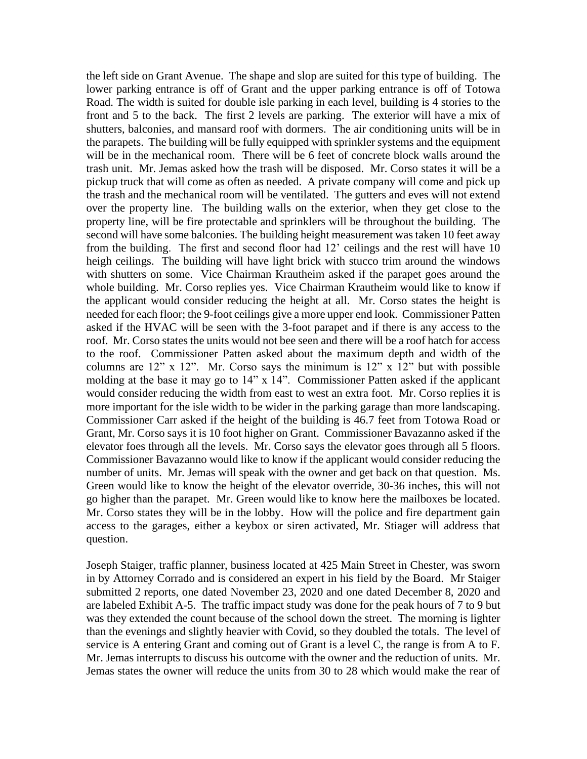the left side on Grant Avenue. The shape and slop are suited for this type of building. The lower parking entrance is off of Grant and the upper parking entrance is off of Totowa Road. The width is suited for double isle parking in each level, building is 4 stories to the front and 5 to the back. The first 2 levels are parking. The exterior will have a mix of shutters, balconies, and mansard roof with dormers. The air conditioning units will be in the parapets. The building will be fully equipped with sprinkler systems and the equipment will be in the mechanical room. There will be 6 feet of concrete block walls around the trash unit. Mr. Jemas asked how the trash will be disposed. Mr. Corso states it will be a pickup truck that will come as often as needed. A private company will come and pick up the trash and the mechanical room will be ventilated. The gutters and eves will not extend over the property line. The building walls on the exterior, when they get close to the property line, will be fire protectable and sprinklers will be throughout the building. The second will have some balconies. The building height measurement was taken 10 feet away from the building. The first and second floor had 12' ceilings and the rest will have 10 heigh ceilings. The building will have light brick with stucco trim around the windows with shutters on some. Vice Chairman Krautheim asked if the parapet goes around the whole building. Mr. Corso replies yes. Vice Chairman Krautheim would like to know if the applicant would consider reducing the height at all. Mr. Corso states the height is needed for each floor; the 9-foot ceilings give a more upper end look. Commissioner Patten asked if the HVAC will be seen with the 3-foot parapet and if there is any access to the roof. Mr. Corso states the units would not bee seen and there will be a roof hatch for access to the roof. Commissioner Patten asked about the maximum depth and width of the columns are 12" x 12". Mr. Corso says the minimum is 12" x 12" but with possible molding at the base it may go to 14" x 14". Commissioner Patten asked if the applicant would consider reducing the width from east to west an extra foot. Mr. Corso replies it is more important for the isle width to be wider in the parking garage than more landscaping. Commissioner Carr asked if the height of the building is 46.7 feet from Totowa Road or Grant, Mr. Corso says it is 10 foot higher on Grant. Commissioner Bavazanno asked if the elevator foes through all the levels. Mr. Corso says the elevator goes through all 5 floors. Commissioner Bavazanno would like to know if the applicant would consider reducing the number of units. Mr. Jemas will speak with the owner and get back on that question. Ms. Green would like to know the height of the elevator override, 30-36 inches, this will not go higher than the parapet. Mr. Green would like to know here the mailboxes be located. Mr. Corso states they will be in the lobby. How will the police and fire department gain access to the garages, either a keybox or siren activated, Mr. Stiager will address that question.

Joseph Staiger, traffic planner, business located at 425 Main Street in Chester, was sworn in by Attorney Corrado and is considered an expert in his field by the Board. Mr Staiger submitted 2 reports, one dated November 23, 2020 and one dated December 8, 2020 and are labeled Exhibit A-5. The traffic impact study was done for the peak hours of 7 to 9 but was they extended the count because of the school down the street. The morning is lighter than the evenings and slightly heavier with Covid, so they doubled the totals. The level of service is A entering Grant and coming out of Grant is a level C, the range is from A to F. Mr. Jemas interrupts to discuss his outcome with the owner and the reduction of units. Mr. Jemas states the owner will reduce the units from 30 to 28 which would make the rear of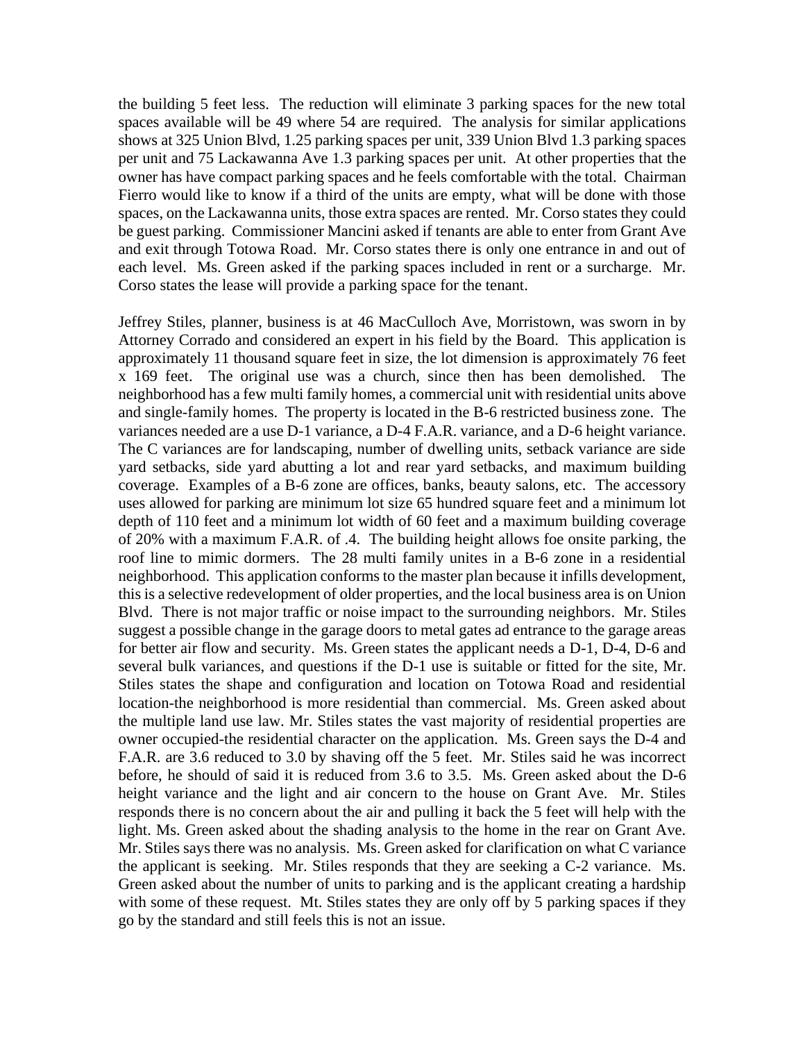the building 5 feet less. The reduction will eliminate 3 parking spaces for the new total spaces available will be 49 where 54 are required. The analysis for similar applications shows at 325 Union Blvd, 1.25 parking spaces per unit, 339 Union Blvd 1.3 parking spaces per unit and 75 Lackawanna Ave 1.3 parking spaces per unit. At other properties that the owner has have compact parking spaces and he feels comfortable with the total. Chairman Fierro would like to know if a third of the units are empty, what will be done with those spaces, on the Lackawanna units, those extra spaces are rented. Mr. Corso states they could be guest parking. Commissioner Mancini asked if tenants are able to enter from Grant Ave and exit through Totowa Road. Mr. Corso states there is only one entrance in and out of each level. Ms. Green asked if the parking spaces included in rent or a surcharge. Mr. Corso states the lease will provide a parking space for the tenant.

Jeffrey Stiles, planner, business is at 46 MacCulloch Ave, Morristown, was sworn in by Attorney Corrado and considered an expert in his field by the Board. This application is approximately 11 thousand square feet in size, the lot dimension is approximately 76 feet x 169 feet. The original use was a church, since then has been demolished. The neighborhood has a few multi family homes, a commercial unit with residential units above and single-family homes. The property is located in the B-6 restricted business zone. The variances needed are a use D-1 variance, a D-4 F.A.R. variance, and a D-6 height variance. The C variances are for landscaping, number of dwelling units, setback variance are side yard setbacks, side yard abutting a lot and rear yard setbacks, and maximum building coverage. Examples of a B-6 zone are offices, banks, beauty salons, etc. The accessory uses allowed for parking are minimum lot size 65 hundred square feet and a minimum lot depth of 110 feet and a minimum lot width of 60 feet and a maximum building coverage of 20% with a maximum F.A.R. of .4. The building height allows foe onsite parking, the roof line to mimic dormers. The 28 multi family unites in a B-6 zone in a residential neighborhood. This application conforms to the master plan because it infills development, this is a selective redevelopment of older properties, and the local business area is on Union Blvd. There is not major traffic or noise impact to the surrounding neighbors. Mr. Stiles suggest a possible change in the garage doors to metal gates ad entrance to the garage areas for better air flow and security. Ms. Green states the applicant needs a D-1, D-4, D-6 and several bulk variances, and questions if the D-1 use is suitable or fitted for the site, Mr. Stiles states the shape and configuration and location on Totowa Road and residential location-the neighborhood is more residential than commercial. Ms. Green asked about the multiple land use law. Mr. Stiles states the vast majority of residential properties are owner occupied-the residential character on the application. Ms. Green says the D-4 and F.A.R. are 3.6 reduced to 3.0 by shaving off the 5 feet. Mr. Stiles said he was incorrect before, he should of said it is reduced from 3.6 to 3.5. Ms. Green asked about the D-6 height variance and the light and air concern to the house on Grant Ave. Mr. Stiles responds there is no concern about the air and pulling it back the 5 feet will help with the light. Ms. Green asked about the shading analysis to the home in the rear on Grant Ave. Mr. Stiles says there was no analysis. Ms. Green asked for clarification on what C variance the applicant is seeking. Mr. Stiles responds that they are seeking a C-2 variance. Ms. Green asked about the number of units to parking and is the applicant creating a hardship with some of these request. Mt. Stiles states they are only off by 5 parking spaces if they go by the standard and still feels this is not an issue.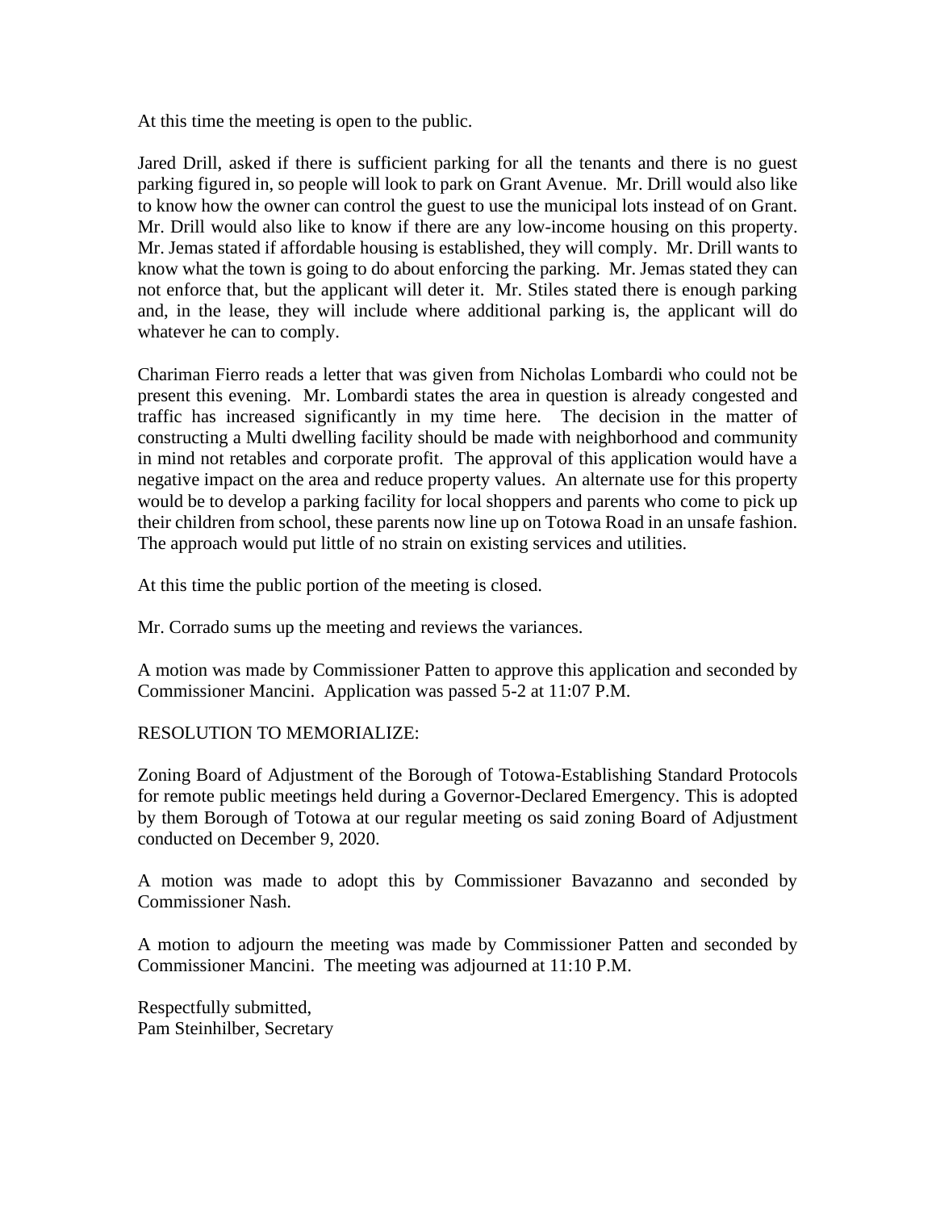At this time the meeting is open to the public.

Jared Drill, asked if there is sufficient parking for all the tenants and there is no guest parking figured in, so people will look to park on Grant Avenue. Mr. Drill would also like to know how the owner can control the guest to use the municipal lots instead of on Grant. Mr. Drill would also like to know if there are any low-income housing on this property. Mr. Jemas stated if affordable housing is established, they will comply. Mr. Drill wants to know what the town is going to do about enforcing the parking. Mr. Jemas stated they can not enforce that, but the applicant will deter it. Mr. Stiles stated there is enough parking and, in the lease, they will include where additional parking is, the applicant will do whatever he can to comply.

Chariman Fierro reads a letter that was given from Nicholas Lombardi who could not be present this evening. Mr. Lombardi states the area in question is already congested and traffic has increased significantly in my time here. The decision in the matter of constructing a Multi dwelling facility should be made with neighborhood and community in mind not retables and corporate profit. The approval of this application would have a negative impact on the area and reduce property values. An alternate use for this property would be to develop a parking facility for local shoppers and parents who come to pick up their children from school, these parents now line up on Totowa Road in an unsafe fashion. The approach would put little of no strain on existing services and utilities.

At this time the public portion of the meeting is closed.

Mr. Corrado sums up the meeting and reviews the variances.

A motion was made by Commissioner Patten to approve this application and seconded by Commissioner Mancini. Application was passed 5-2 at 11:07 P.M.

RESOLUTION TO MEMORIALIZE:

Zoning Board of Adjustment of the Borough of Totowa-Establishing Standard Protocols for remote public meetings held during a Governor-Declared Emergency. This is adopted by them Borough of Totowa at our regular meeting os said zoning Board of Adjustment conducted on December 9, 2020.

A motion was made to adopt this by Commissioner Bavazanno and seconded by Commissioner Nash.

A motion to adjourn the meeting was made by Commissioner Patten and seconded by Commissioner Mancini. The meeting was adjourned at 11:10 P.M.

Respectfully submitted,
Pam Steinhilber, Secretary